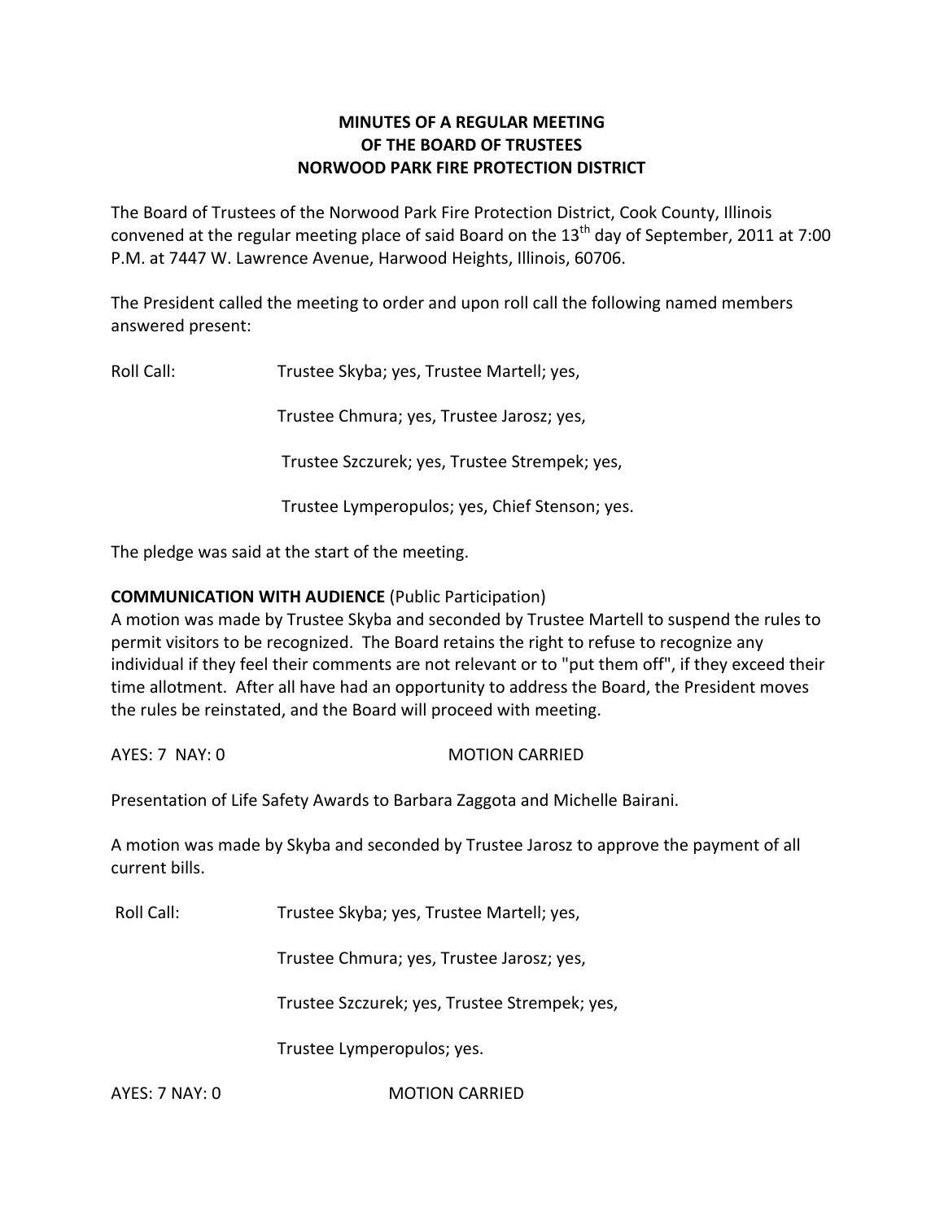**MINUTES OF A REGULAR MEETING**
**OF THE BOARD OF TRUSTEES**
**NORWOOD PARK FIRE PROTECTION DISTRICT**

The Board of Trustees of the Norwood Park Fire Protection District, Cook County, Illinois convened at the regular meeting place of said Board on the 13th day of September, 2011 at 7:00 P.M. at 7447 W. Lawrence Avenue, Harwood Heights, Illinois, 60706.

The President called the meeting to order and upon roll call the following named members answered present:

Roll Call: Trustee Skyba; yes, Trustee Martell; yes,

Trustee Chmura; yes, Trustee Jarosz; yes,

Trustee Szczurek; yes, Trustee Strempek; yes,

Trustee Lymperopulos; yes, Chief Stenson; yes.

The pledge was said at the start of the meeting.

**COMMUNICATION WITH AUDIENCE** (Public Participation)
A motion was made by Trustee Skyba and seconded by Trustee Martell to suspend the rules to permit visitors to be recognized. The Board retains the right to refuse to recognize any individual if they feel their comments are not relevant or to "put them off", if they exceed their time allotment. After all have had an opportunity to address the Board, the President moves the rules be reinstated, and the Board will proceed with meeting.

AYES: 7 NAY: 0 MOTION CARRIED

Presentation of Life Safety Awards to Barbara Zaggota and Michelle Bairani.

A motion was made by Skyba and seconded by Trustee Jarosz to approve the payment of all current bills.

Roll Call: Trustee Skyba; yes, Trustee Martell; yes,

Trustee Chmura; yes, Trustee Jarosz; yes,

Trustee Szczurek; yes, Trustee Strempek; yes,

Trustee Lymperopulos; yes.

AYES: 7 NAY: 0 MOTION CARRIED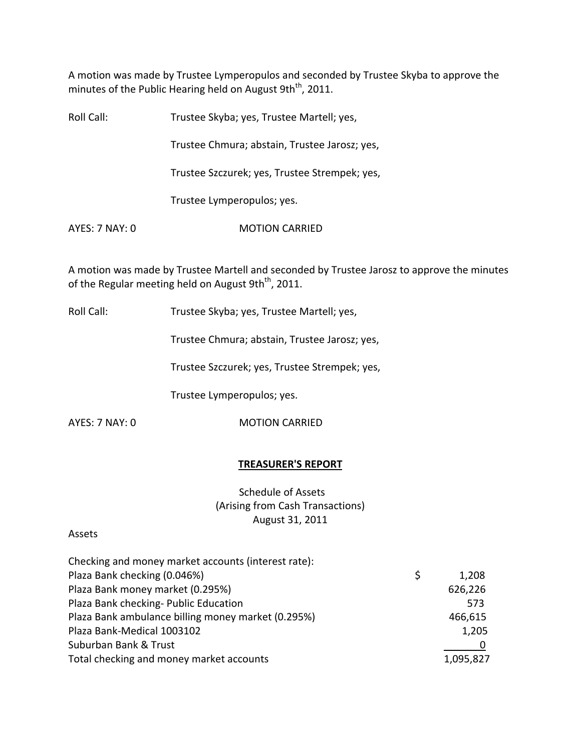A motion was made by Trustee Lymperopulos and seconded by Trustee Skyba to approve the minutes of the Public Hearing held on August 9th[th], 2011.

Roll Call: Trustee Skyba; yes, Trustee Martell; yes,

Trustee Chmura; abstain, Trustee Jarosz; yes,

Trustee Szczurek; yes, Trustee Strempek; yes,

Trustee Lymperopulos; yes.

AYES: 7 NAY: 0 MOTION CARRIED

A motion was made by Trustee Martell and seconded by Trustee Jarosz to approve the minutes of the Regular meeting held on August 9th[th], 2011.

Roll Call: Trustee Skyba; yes, Trustee Martell; yes,

Trustee Chmura; abstain, Trustee Jarosz; yes,

Trustee Szczurek; yes, Trustee Strempek; yes,

Trustee Lymperopulos; yes.

AYES: 7 NAY: 0 MOTION CARRIED

## TREASURER'S REPORT

Schedule of Assets
(Arising from Cash Transactions)
August 31, 2011

Assets

| Checking and money market accounts (interest rate): | |
|---|---|
| Plaza Bank checking (0.046%) | $ 1,208 |
| Plaza Bank money market (0.295%) | 626,226 |
| Plaza Bank checking- Public Education | 573 |
| Plaza Bank ambulance billing money market (0.295%) | 466,615 |
| Plaza Bank-Medical 1003102 | 1,205 |
| Suburban Bank & Trust | 0 |
| Total checking and money market accounts | 1,095,827 |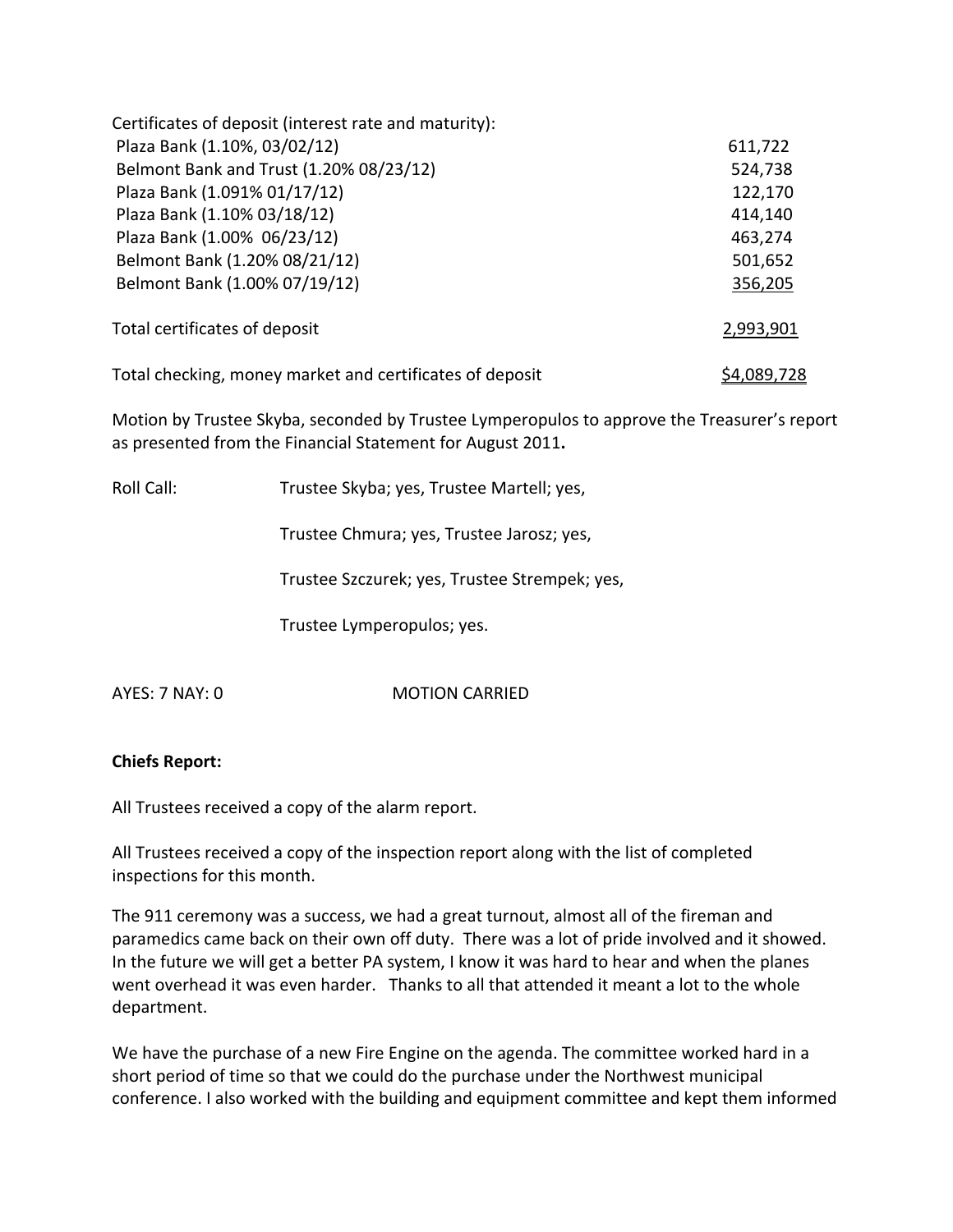| Certificates of deposit (interest rate and maturity): | |
|---|---|
| Plaza Bank (1.10%, 03/02/12) | 611,722 |
| Belmont Bank and Trust (1.20% 08/23/12) | 524,738 |
| Plaza Bank (1.091% 01/17/12) | 122,170 |
| Plaza Bank (1.10% 03/18/12) | 414,140 |
| Plaza Bank (1.00% 06/23/12) | 463,274 |
| Belmont Bank (1.20% 08/21/12) | 501,652 |
| Belmont Bank (1.00% 07/19/12) | 356,205 |
| Total certificates of deposit | 2,993,901 |
| Total checking, money market and certificates of deposit | $4,089,728 |

Motion by Trustee Skyba, seconded by Trustee Lymperopulos to approve the Treasurer's report as presented from the Financial Statement for August 2011.

Roll Call: Trustee Skyba; yes, Trustee Martell; yes,

Trustee Chmura; yes, Trustee Jarosz; yes,

Trustee Szczurek; yes, Trustee Strempek; yes,

Trustee Lymperopulos; yes.

AYES: 7 NAY: 0 MOTION CARRIED

**Chiefs Report:**

All Trustees received a copy of the alarm report.

All Trustees received a copy of the inspection report along with the list of completed inspections for this month.

The 911 ceremony was a success, we had a great turnout, almost all of the fireman and paramedics came back on their own off duty. There was a lot of pride involved and it showed. In the future we will get a better PA system, I know it was hard to hear and when the planes went overhead it was even harder. Thanks to all that attended it meant a lot to the whole department.

We have the purchase of a new Fire Engine on the agenda. The committee worked hard in a short period of time so that we could do the purchase under the Northwest municipal conference. I also worked with the building and equipment committee and kept them informed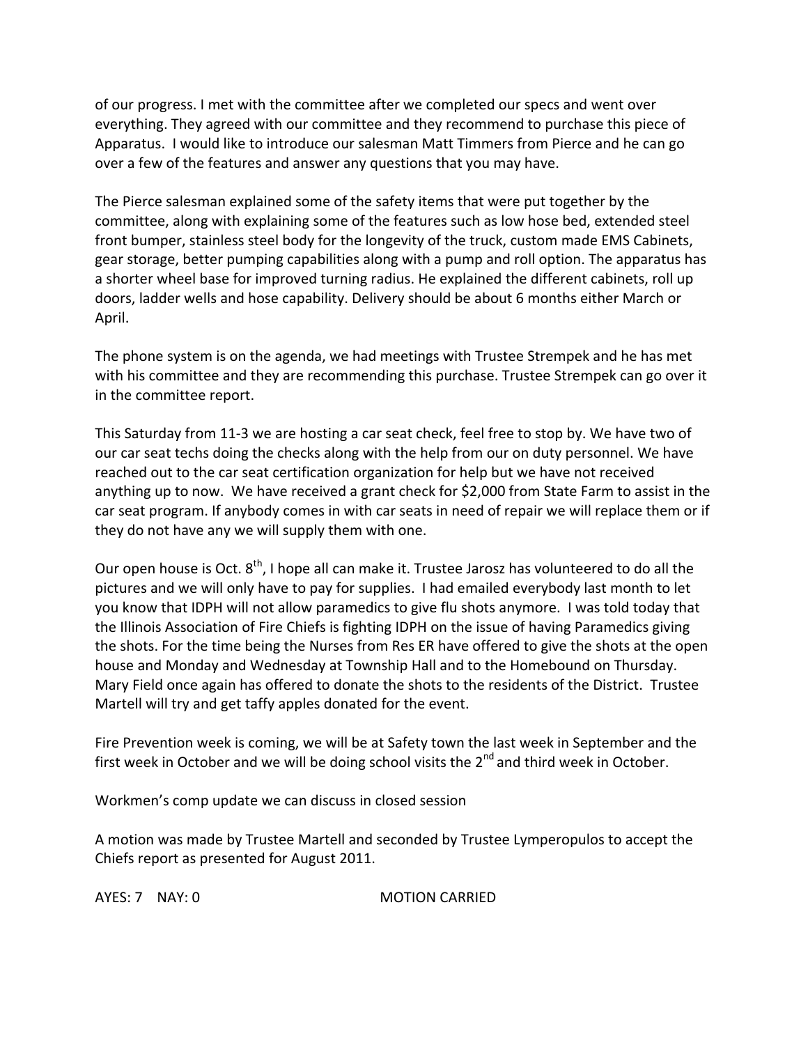of our progress. I met with the committee after we completed our specs and went over everything. They agreed with our committee and they recommend to purchase this piece of Apparatus. I would like to introduce our salesman Matt Timmers from Pierce and he can go over a few of the features and answer any questions that you may have.

The Pierce salesman explained some of the safety items that were put together by the committee, along with explaining some of the features such as low hose bed, extended steel front bumper, stainless steel body for the longevity of the truck, custom made EMS Cabinets, gear storage, better pumping capabilities along with a pump and roll option. The apparatus has a shorter wheel base for improved turning radius. He explained the different cabinets, roll up doors, ladder wells and hose capability. Delivery should be about 6 months either March or April.

The phone system is on the agenda, we had meetings with Trustee Strempek and he has met with his committee and they are recommending this purchase. Trustee Strempek can go over it in the committee report.

This Saturday from 11-3 we are hosting a car seat check, feel free to stop by. We have two of our car seat techs doing the checks along with the help from our on duty personnel. We have reached out to the car seat certification organization for help but we have not received anything up to now. We have received a grant check for $2,000 from State Farm to assist in the car seat program. If anybody comes in with car seats in need of repair we will replace them or if they do not have any we will supply them with one.

Our open house is Oct. 8th, I hope all can make it. Trustee Jarosz has volunteered to do all the pictures and we will only have to pay for supplies. I had emailed everybody last month to let you know that IDPH will not allow paramedics to give flu shots anymore. I was told today that the Illinois Association of Fire Chiefs is fighting IDPH on the issue of having Paramedics giving the shots. For the time being the Nurses from Res ER have offered to give the shots at the open house and Monday and Wednesday at Township Hall and to the Homebound on Thursday. Mary Field once again has offered to donate the shots to the residents of the District. Trustee Martell will try and get taffy apples donated for the event.

Fire Prevention week is coming, we will be at Safety town the last week in September and the first week in October and we will be doing school visits the 2nd and third week in October.

Workmen's comp update we can discuss in closed session

A motion was made by Trustee Martell and seconded by Trustee Lymperopulos to accept the Chiefs report as presented for August 2011.

AYES: 7 NAY: 0 MOTION CARRIED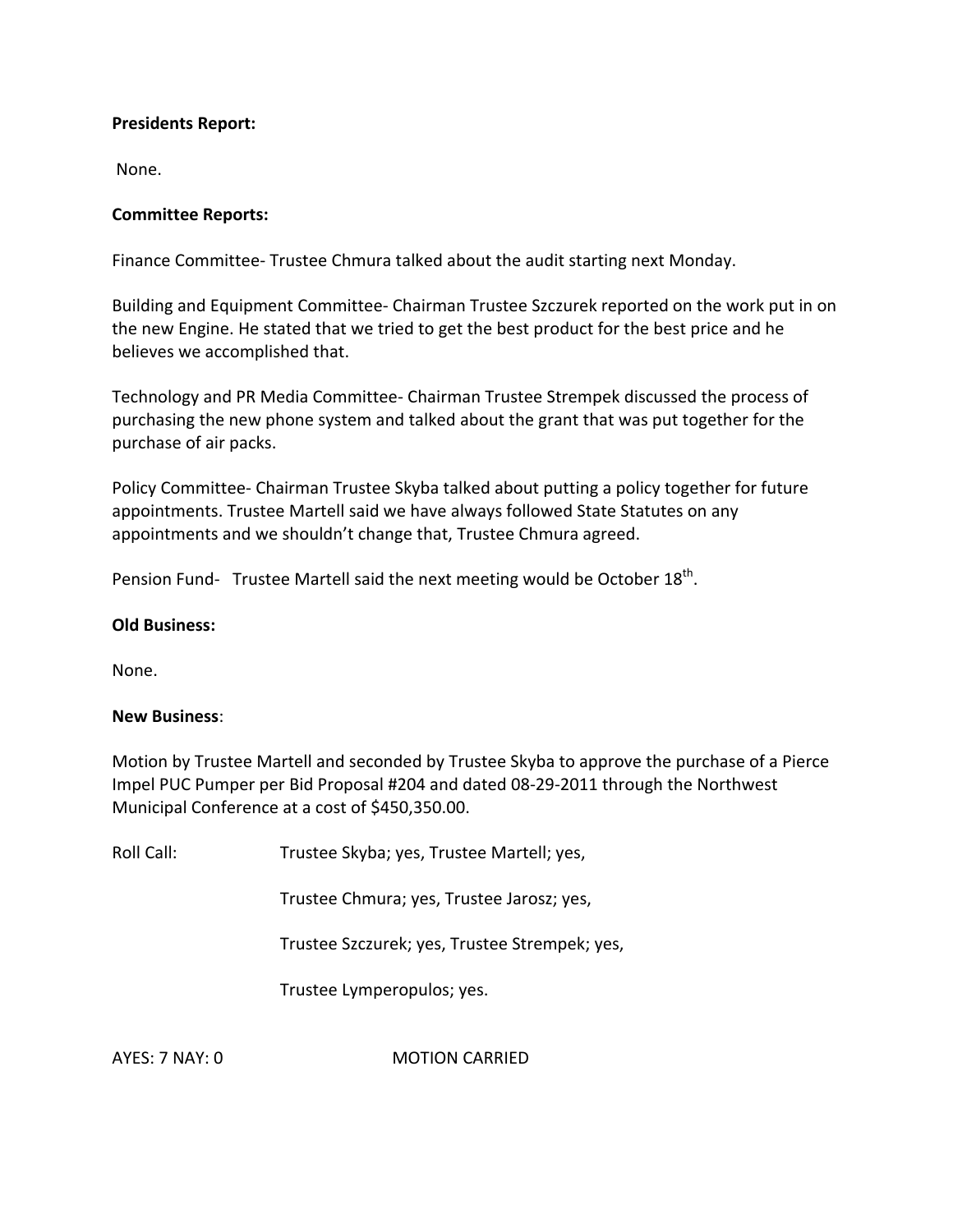**Presidents Report:**

None.

**Committee Reports:**

Finance Committee- Trustee Chmura talked about the audit starting next Monday.

Building and Equipment Committee- Chairman Trustee Szczurek reported on the work put in on the new Engine. He stated that we tried to get the best product for the best price and he believes we accomplished that.

Technology and PR Media Committee- Chairman Trustee Strempek discussed the process of purchasing the new phone system and talked about the grant that was put together for the purchase of air packs.

Policy Committee- Chairman Trustee Skyba talked about putting a policy together for future appointments. Trustee Martell said we have always followed State Statutes on any appointments and we shouldn't change that, Trustee Chmura agreed.

Pension Fund- Trustee Martell said the next meeting would be October 18th.

**Old Business:**

None.

**New Business**:

Motion by Trustee Martell and seconded by Trustee Skyba to approve the purchase of a Pierce Impel PUC Pumper per Bid Proposal #204 and dated 08-29-2011 through the Northwest Municipal Conference at a cost of $450,350.00.

Roll Call: Trustee Skyba; yes, Trustee Martell; yes,

Trustee Chmura; yes, Trustee Jarosz; yes,

Trustee Szczurek; yes, Trustee Strempek; yes,

Trustee Lymperopulos; yes.

AYES: 7 NAY: 0 MOTION CARRIED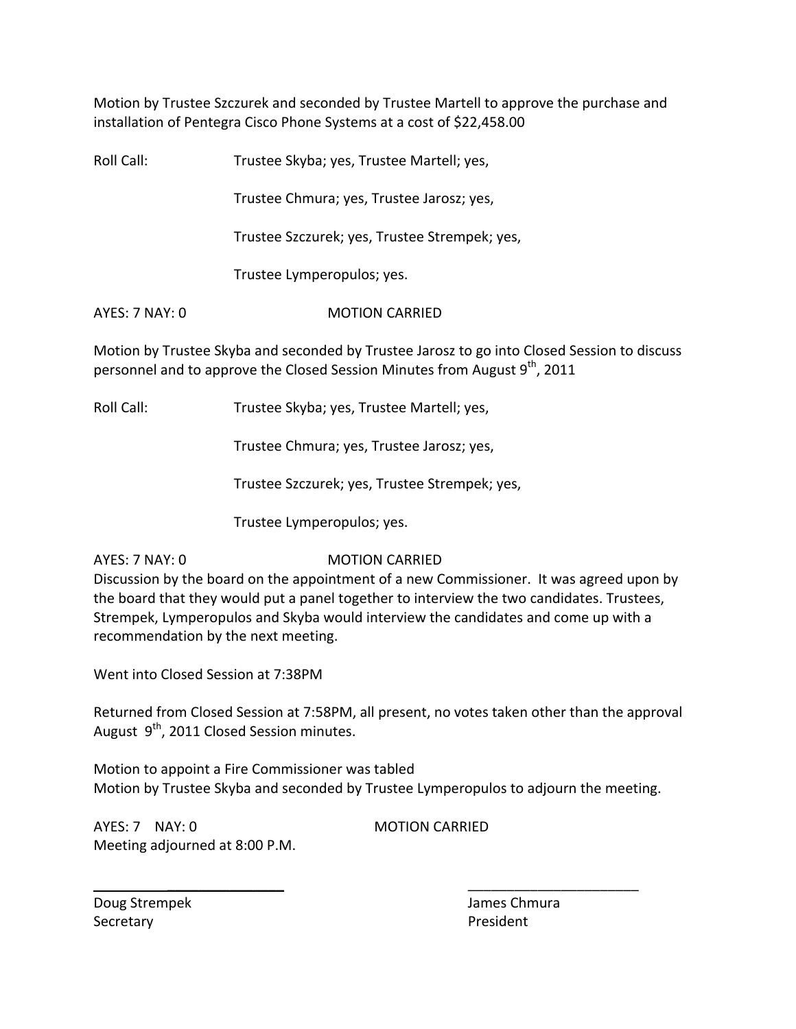Motion by Trustee Szczurek and seconded by Trustee Martell to approve the purchase and installation of Pentegra Cisco Phone Systems at a cost of $22,458.00

Roll Call: Trustee Skyba; yes, Trustee Martell; yes,

Trustee Chmura; yes, Trustee Jarosz; yes,

Trustee Szczurek; yes, Trustee Strempek; yes,

Trustee Lymperopulos; yes.

AYES: 7 NAY: 0 MOTION CARRIED

Motion by Trustee Skyba and seconded by Trustee Jarosz to go into Closed Session to discuss personnel and to approve the Closed Session Minutes from August 9th, 2011

Roll Call: Trustee Skyba; yes, Trustee Martell; yes,

Trustee Chmura; yes, Trustee Jarosz; yes,

Trustee Szczurek; yes, Trustee Strempek; yes,

Trustee Lymperopulos; yes.

AYES: 7 NAY: 0 MOTION CARRIED

Discussion by the board on the appointment of a new Commissioner. It was agreed upon by the board that they would put a panel together to interview the two candidates. Trustees, Strempek, Lymperopulos and Skyba would interview the candidates and come up with a recommendation by the next meeting.

Went into Closed Session at 7:38PM

Returned from Closed Session at 7:58PM, all present, no votes taken other than the approval August 9th, 2011 Closed Session minutes.

Motion to appoint a Fire Commissioner was tabled

Motion by Trustee Skyba and seconded by Trustee Lymperopulos to adjourn the meeting.

AYES: 7 NAY: 0 MOTION CARRIED

Meeting adjourned at 8:00 P.M.

\_\_\_\_\_\_\_\_\_\_\_\_\_\_\_\_\_\_\_\_\_\_ \_\_\_\_\_\_\_\_\_\_\_\_\_\_\_\_\_\_\_\_\_\_

Doug Strempek James Chmura

Secretary President